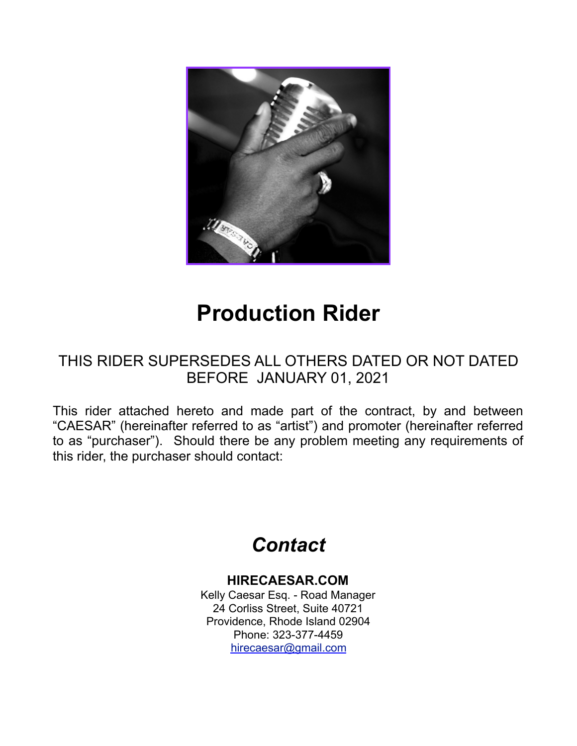# Production Rider

THIS RIDER SUPERSEDES ALL OTHERS DATED OR NOT DATED BEFORE JANUARY 01, 2021

This rider attached hereto and made part of the contract, by and between "CAESAR" (hereinafter referred to as "artist") and promoter (hereinafter referred to as "purchaser"). Should there be any problem meeting any requirements of this rider, the purchaser should contact:

## *Contact*

**HIRECAESAR.COM**
Kelly Caesar Esq. - Road Manager
24 Corliss Street, Suite 40721
Providence, Rhode Island 02904
Phone: 323-377-4459
hirecaesar@gmail.com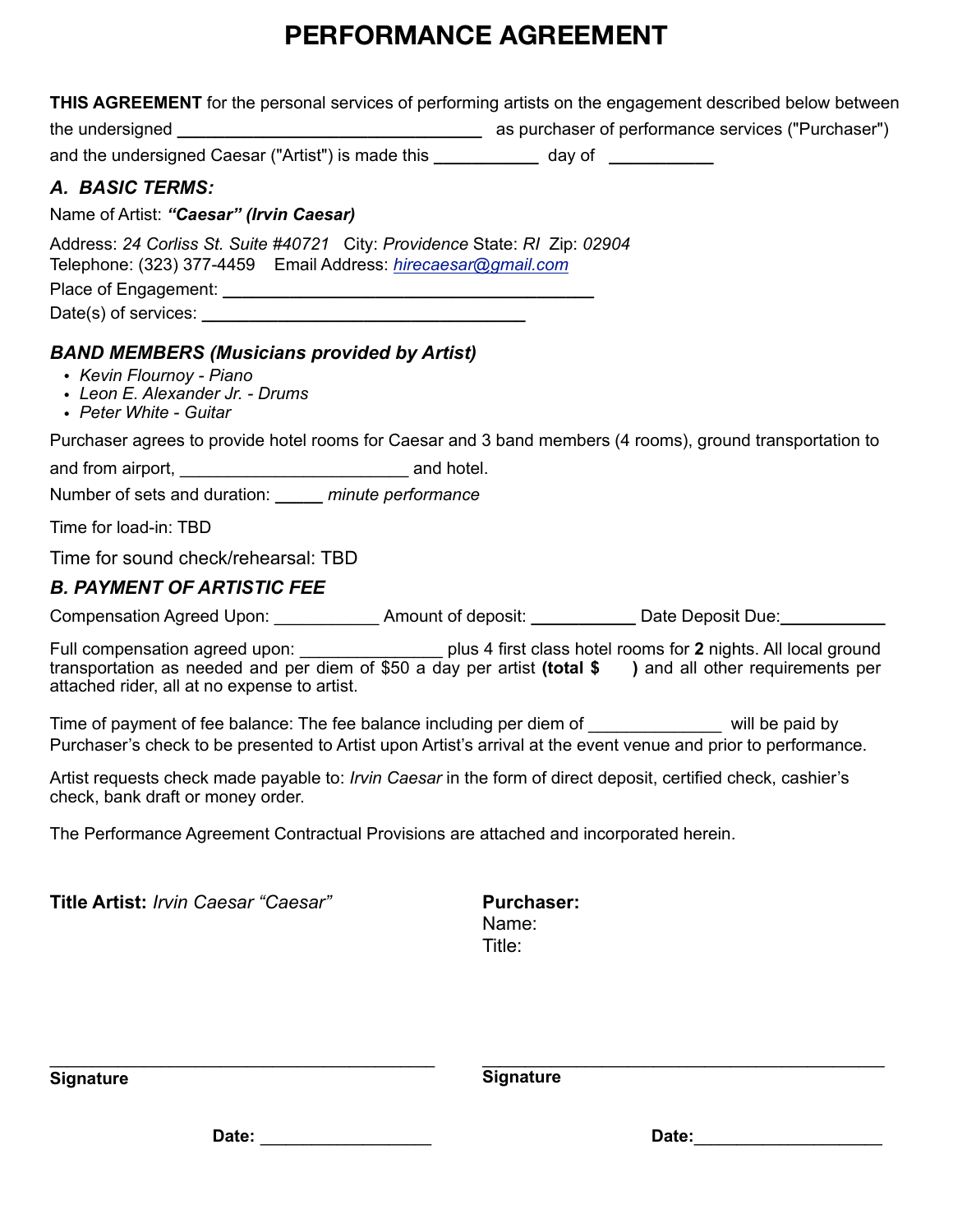# PERFORMANCE AGREEMENT

**THIS AGREEMENT** for the personal services of performing artists on the engagement described below between the undersigned ________________________________ as purchaser of performance services ("Purchaser") and the undersigned Caesar ("Artist") is made this __________ day of __________

## *A. BASIC TERMS:*

Name of Artist: ***"Caesar" (Irvin Caesar)***

Address: *24 Corliss St. Suite #40721* City: *Providence* State: *RI* Zip: *02904*
Telephone: (323) 377-4459 Email Address: *hirecaesar@gmail.com*
Place of Engagement: ________________________________________
Date(s) of services: ___________________________________

### *BAND MEMBERS (Musicians provided by Artist)*

- *Kevin Flournoy - Piano*
- *Leon E. Alexander Jr. - Drums*
- *Peter White - Guitar*

Purchaser agrees to provide hotel rooms for Caesar and 3 band members (4 rooms), ground transportation to and from airport, ________________________ and hotel.

Number of sets and duration: _____ *minute performance*

Time for load-in: TBD

Time for sound check/rehearsal: TBD

## *B. PAYMENT OF ARTISTIC FEE*

Compensation Agreed Upon: ___________ Amount of deposit: ___________ Date Deposit Due:___________

Full compensation agreed upon: _______________ plus 4 first class hotel rooms for **2** nights. All local ground transportation as needed and per diem of $50 a day per artist **(total $ )** and all other requirements per attached rider, all at no expense to artist.

Time of payment of fee balance: The fee balance including per diem of ______________ will be paid by Purchaser's check to be presented to Artist upon Artist's arrival at the event venue and prior to performance.

Artist requests check made payable to: *Irvin Caesar* in the form of direct deposit, certified check, cashier's check, bank draft or money order.

The Performance Agreement Contractual Provisions are attached and incorporated herein.

**Title Artist:** *Irvin Caesar "Caesar"*

**Purchaser:**
Name:
Title:

________________________________________
**Signature**

________________________________________
**Signature**

**Date:** __________________

**Date:**____________________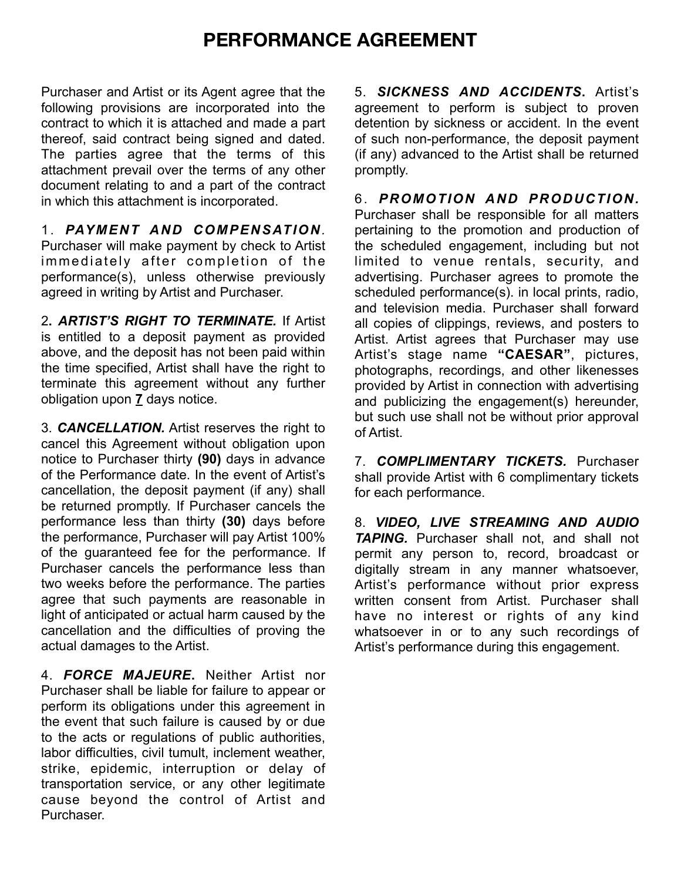# PERFORMANCE AGREEMENT

Purchaser and Artist or its Agent agree that the following provisions are incorporated into the contract to which it is attached and made a part thereof, said contract being signed and dated. The parties agree that the terms of this attachment prevail over the terms of any other document relating to and a part of the contract in which this attachment is incorporated.

1. ***PAYMENT AND COMPENSATION***. Purchaser will make payment by check to Artist immediately after completion of the performance(s), unless otherwise previously agreed in writing by Artist and Purchaser.

2**. *ARTIST'S RIGHT TO TERMINATE.*** If Artist is entitled to a deposit payment as provided above, and the deposit has not been paid within the time specified, Artist shall have the right to terminate this agreement without any further obligation upon **7** days notice.

3. ***CANCELLATION.*** Artist reserves the right to cancel this Agreement without obligation upon notice to Purchaser thirty **(90)** days in advance of the Performance date. In the event of Artist's cancellation, the deposit payment (if any) shall be returned promptly. If Purchaser cancels the performance less than thirty **(30)** days before the performance, Purchaser will pay Artist 100% of the guaranteed fee for the performance. If Purchaser cancels the performance less than two weeks before the performance. The parties agree that such payments are reasonable in light of anticipated or actual harm caused by the cancellation and the difficulties of proving the actual damages to the Artist.

4. ***FORCE MAJEURE*****.** Neither Artist nor Purchaser shall be liable for failure to appear or perform its obligations under this agreement in the event that such failure is caused by or due to the acts or regulations of public authorities, labor difficulties, civil tumult, inclement weather, strike, epidemic, interruption or delay of transportation service, or any other legitimate cause beyond the control of Artist and Purchaser.

5. ***SICKNESS AND ACCIDENTS*****.** Artist's agreement to perform is subject to proven detention by sickness or accident. In the event of such non-performance, the deposit payment (if any) advanced to the Artist shall be returned promptly.

6. ***PROMOTION AND PRODUCTION.*** Purchaser shall be responsible for all matters pertaining to the promotion and production of the scheduled engagement, including but not limited to venue rentals, security, and advertising. Purchaser agrees to promote the scheduled performance(s). in local prints, radio, and television media. Purchaser shall forward all copies of clippings, reviews, and posters to Artist. Artist agrees that Purchaser may use Artist's stage name **"CAESAR"**, pictures, photographs, recordings, and other likenesses provided by Artist in connection with advertising and publicizing the engagement(s) hereunder, but such use shall not be without prior approval of Artist.

7. ***COMPLIMENTARY TICKETS.*** Purchaser shall provide Artist with 6 complimentary tickets for each performance.

8. ***VIDEO, LIVE STREAMING AND AUDIO TAPING.*** Purchaser shall not, and shall not permit any person to, record, broadcast or digitally stream in any manner whatsoever, Artist's performance without prior express written consent from Artist. Purchaser shall have no interest or rights of any kind whatsoever in or to any such recordings of Artist's performance during this engagement.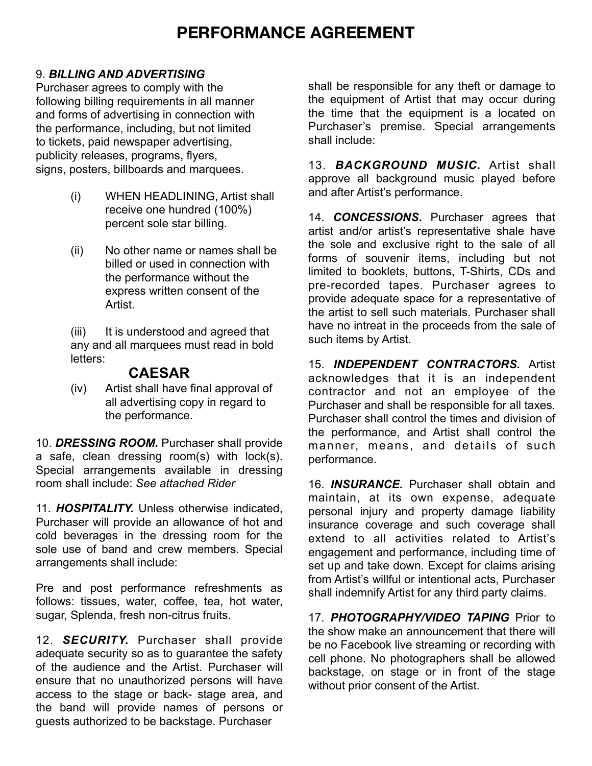# PERFORMANCE AGREEMENT

9. ***BILLING AND ADVERTISING***
Purchaser agrees to comply with the following billing requirements in all manner and forms of advertising in connection with the performance, including, but not limited to tickets, paid newspaper advertising, publicity releases, programs, flyers, signs, posters, billboards and marquees.

(i) WHEN HEADLINING, Artist shall receive one hundred (100%) percent sole star billing.

(ii) No other name or names shall be billed or used in connection with the performance without the express written consent of the Artist.

(iii) It is understood and agreed that any and all marquees must read in bold letters:

**CAESAR**

(iv) Artist shall have final approval of all advertising copy in regard to the performance.

10. ***DRESSING ROOM.*** Purchaser shall provide a safe, clean dressing room(s) with lock(s). Special arrangements available in dressing room shall include: *See attached Rider*

11. ***HOSPITALITY.*** Unless otherwise indicated, Purchaser will provide an allowance of hot and cold beverages in the dressing room for the sole use of band and crew members. Special arrangements shall include:

Pre and post performance refreshments as follows: tissues, water, coffee, tea, hot water, sugar, Splenda, fresh non-citrus fruits.

12. ***SECURITY.*** Purchaser shall provide adequate security so as to guarantee the safety of the audience and the Artist. Purchaser will ensure that no unauthorized persons will have access to the stage or back- stage area, and the band will provide names of persons or guests authorized to be backstage. Purchaser shall be responsible for any theft or damage to the equipment of Artist that may occur during the time that the equipment is a located on Purchaser's premise. Special arrangements shall include:

13. ***BACKGROUND MUSIC.*** Artist shall approve all background music played before and after Artist's performance.

14. ***CONCESSIONS.*** Purchaser agrees that artist and/or artist's representative shale have the sole and exclusive right to the sale of all forms of souvenir items, including but not limited to booklets, buttons, T-Shirts, CDs and pre-recorded tapes. Purchaser agrees to provide adequate space for a representative of the artist to sell such materials. Purchaser shall have no intreat in the proceeds from the sale of such items by Artist.

15. ***INDEPENDENT CONTRACTORS.*** Artist acknowledges that it is an independent contractor and not an employee of the Purchaser and shall be responsible for all taxes. Purchaser shall control the times and division of the performance, and Artist shall control the manner, means, and details of such performance.

16. ***INSURANCE.*** Purchaser shall obtain and maintain, at its own expense, adequate personal injury and property damage liability insurance coverage and such coverage shall extend to all activities related to Artist's engagement and performance, including time of set up and take down. Except for claims arising from Artist's willful or intentional acts, Purchaser shall indemnify Artist for any third party claims.

17. ***PHOTOGRAPHY/VIDEO TAPING*** Prior to the show make an announcement that there will be no Facebook live streaming or recording with cell phone. No photographers shall be allowed backstage, on stage or in front of the stage without prior consent of the Artist.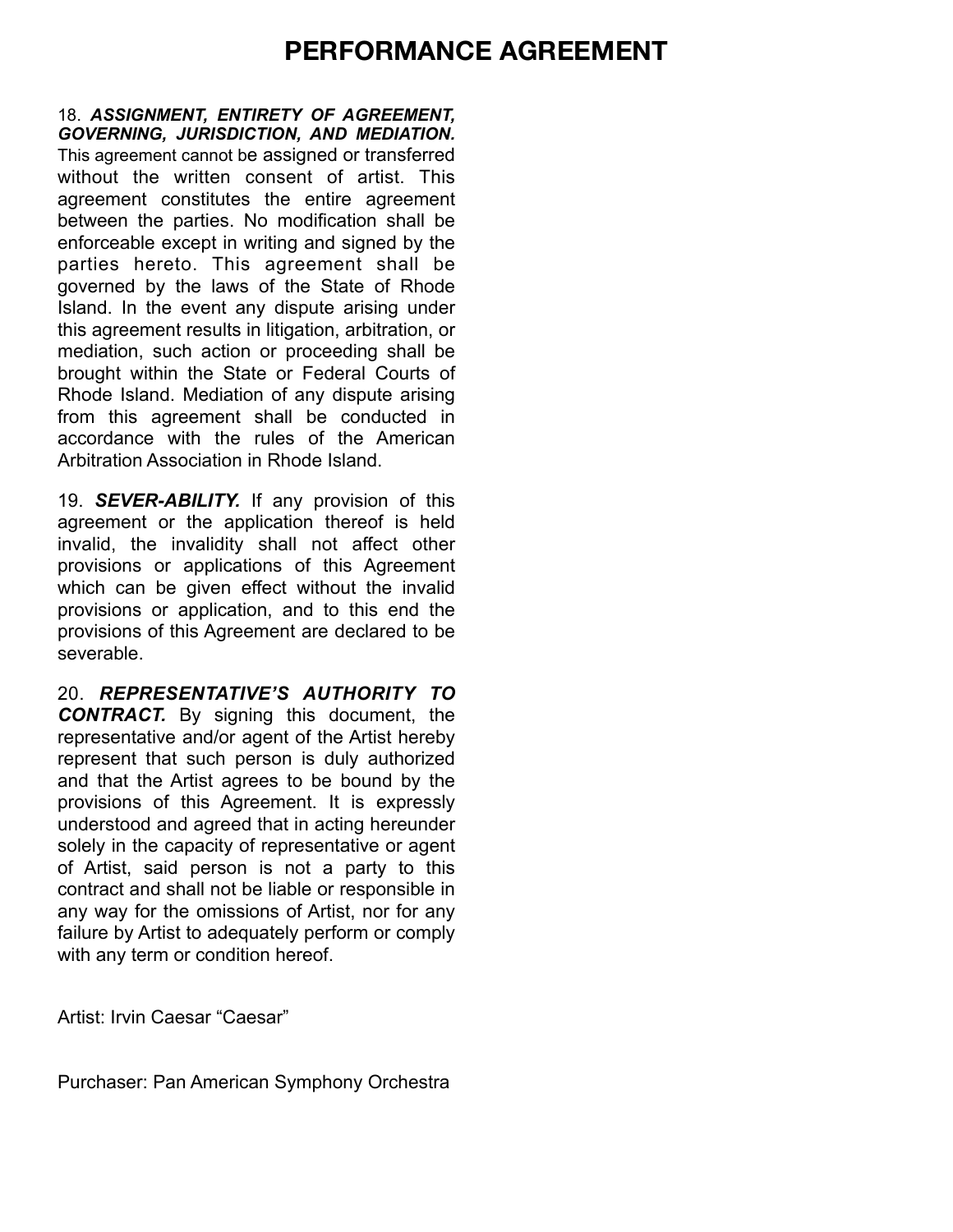# PERFORMANCE AGREEMENT

18. ***ASSIGNMENT, ENTIRETY OF AGREEMENT, GOVERNING, JURISDICTION, AND MEDIATION.*** This agreement cannot be assigned or transferred without the written consent of artist. This agreement constitutes the entire agreement between the parties. No modification shall be enforceable except in writing and signed by the parties hereto. This agreement shall be governed by the laws of the State of Rhode Island. In the event any dispute arising under this agreement results in litigation, arbitration, or mediation, such action or proceeding shall be brought within the State or Federal Courts of Rhode Island. Mediation of any dispute arising from this agreement shall be conducted in accordance with the rules of the American Arbitration Association in Rhode Island.

19. ***SEVER-ABILITY.*** If any provision of this agreement or the application thereof is held invalid, the invalidity shall not affect other provisions or applications of this Agreement which can be given effect without the invalid provisions or application, and to this end the provisions of this Agreement are declared to be severable.

20. ***REPRESENTATIVE'S AUTHORITY TO CONTRACT.*** By signing this document, the representative and/or agent of the Artist hereby represent that such person is duly authorized and that the Artist agrees to be bound by the provisions of this Agreement. It is expressly understood and agreed that in acting hereunder solely in the capacity of representative or agent of Artist, said person is not a party to this contract and shall not be liable or responsible in any way for the omissions of Artist, nor for any failure by Artist to adequately perform or comply with any term or condition hereof.

Artist: Irvin Caesar "Caesar"

Purchaser: Pan American Symphony Orchestra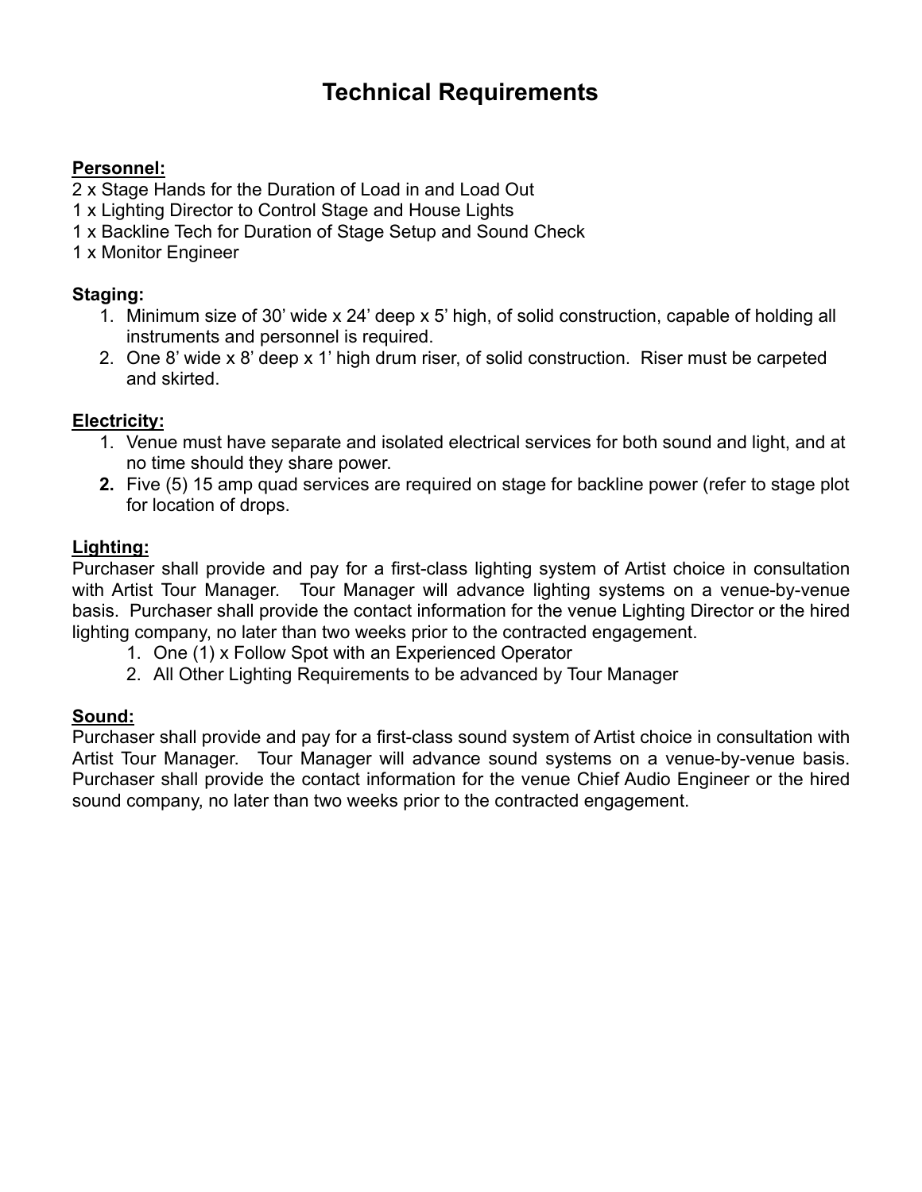# Technical Requirements

**Personnel:**

2 x Stage Hands for the Duration of Load in and Load Out
1 x Lighting Director to Control Stage and House Lights
1 x Backline Tech for Duration of Stage Setup and Sound Check
1 x Monitor Engineer

**Staging:**

1. Minimum size of 30' wide x 24' deep x 5' high, of solid construction, capable of holding all instruments and personnel is required.
2. One 8' wide x 8' deep x 1' high drum riser, of solid construction. Riser must be carpeted and skirted.

**Electricity:**

1. Venue must have separate and isolated electrical services for both sound and light, and at no time should they share power.
2. Five (5) 15 amp quad services are required on stage for backline power (refer to stage plot for location of drops.

**Lighting:**

Purchaser shall provide and pay for a first-class lighting system of Artist choice in consultation with Artist Tour Manager. Tour Manager will advance lighting systems on a venue-by-venue basis. Purchaser shall provide the contact information for the venue Lighting Director or the hired lighting company, no later than two weeks prior to the contracted engagement.

1. One (1) x Follow Spot with an Experienced Operator
2. All Other Lighting Requirements to be advanced by Tour Manager

**Sound:**

Purchaser shall provide and pay for a first-class sound system of Artist choice in consultation with Artist Tour Manager. Tour Manager will advance sound systems on a venue-by-venue basis. Purchaser shall provide the contact information for the venue Chief Audio Engineer or the hired sound company, no later than two weeks prior to the contracted engagement.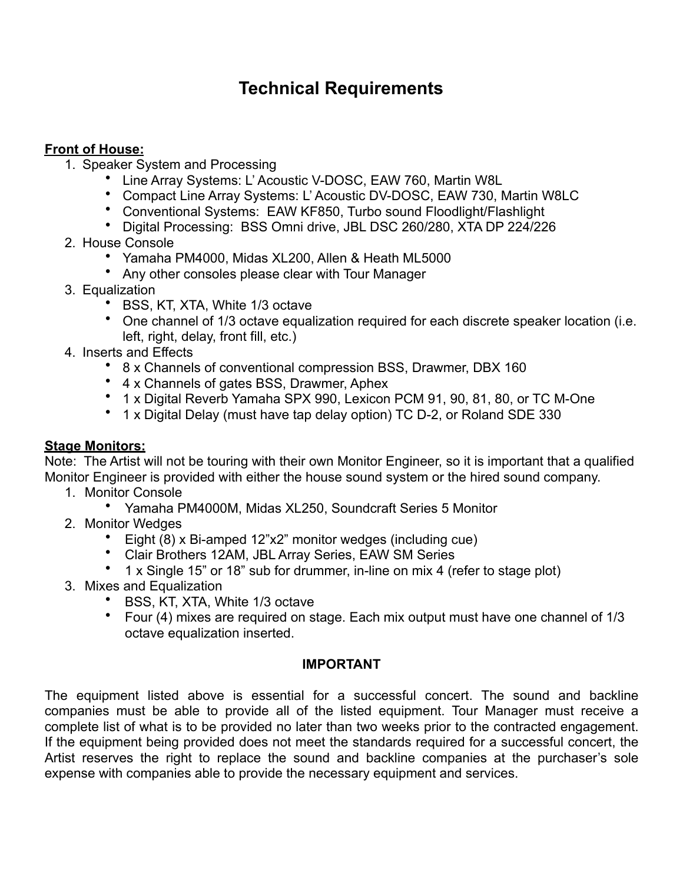# Technical Requirements

**Front of House:**

1. Speaker System and Processing
   - Line Array Systems: L' Acoustic V-DOSC, EAW 760, Martin W8L
   - Compact Line Array Systems: L' Acoustic DV-DOSC, EAW 730, Martin W8LC
   - Conventional Systems: EAW KF850, Turbo sound Floodlight/Flashlight
   - Digital Processing: BSS Omni drive, JBL DSC 260/280, XTA DP 224/226
2. House Console
   - Yamaha PM4000, Midas XL200, Allen & Heath ML5000
   - Any other consoles please clear with Tour Manager
3. Equalization
   - BSS, KT, XTA, White 1/3 octave
   - One channel of 1/3 octave equalization required for each discrete speaker location (i.e. left, right, delay, front fill, etc.)
4. Inserts and Effects
   - 8 x Channels of conventional compression BSS, Drawmer, DBX 160
   - 4 x Channels of gates BSS, Drawmer, Aphex
   - 1 x Digital Reverb Yamaha SPX 990, Lexicon PCM 91, 90, 81, 80, or TC M-One
   - 1 x Digital Delay (must have tap delay option) TC D-2, or Roland SDE 330

**Stage Monitors:**

Note: The Artist will not be touring with their own Monitor Engineer, so it is important that a qualified Monitor Engineer is provided with either the house sound system or the hired sound company.

1. Monitor Console
   - Yamaha PM4000M, Midas XL250, Soundcraft Series 5 Monitor
2. Monitor Wedges
   - Eight (8) x Bi-amped 12"x2" monitor wedges (including cue)
   - Clair Brothers 12AM, JBL Array Series, EAW SM Series
   - 1 x Single 15" or 18" sub for drummer, in-line on mix 4 (refer to stage plot)
3. Mixes and Equalization
   - BSS, KT, XTA, White 1/3 octave
   - Four (4) mixes are required on stage. Each mix output must have one channel of 1/3 octave equalization inserted.

**IMPORTANT**

The equipment listed above is essential for a successful concert. The sound and backline companies must be able to provide all of the listed equipment. Tour Manager must receive a complete list of what is to be provided no later than two weeks prior to the contracted engagement. If the equipment being provided does not meet the standards required for a successful concert, the Artist reserves the right to replace the sound and backline companies at the purchaser's sole expense with companies able to provide the necessary equipment and services.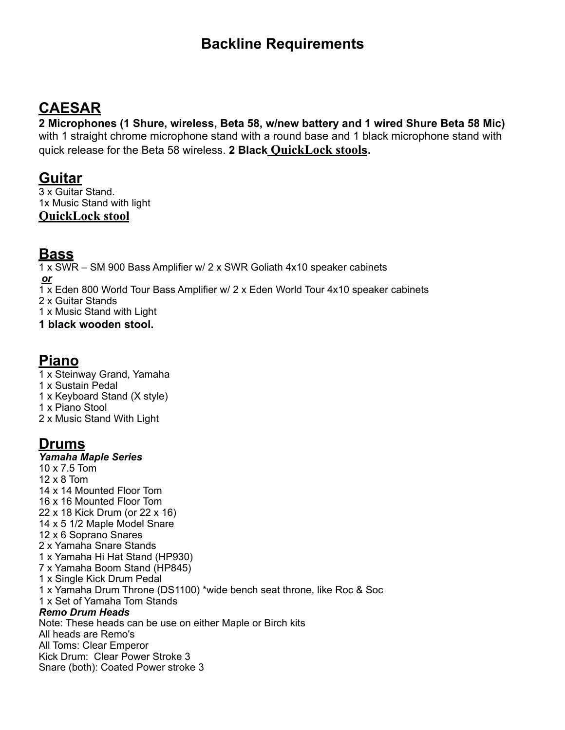# Backline Requirements

## CAESAR

**2 Microphones (1 Shure, wireless, Beta 58, w/new battery and 1 wired Shure Beta 58 Mic)** with 1 straight chrome microphone stand with a round base and 1 black microphone stand with quick release for the Beta 58 wireless. **2 Black QuickLock stools.**

## Guitar

3 x Guitar Stand.
1x Music Stand with light
**QuickLock stool**

## Bass

1 x SWR – SM 900 Bass Amplifier w/ 2 x SWR Goliath 4x10 speaker cabinets
***or***
1 x Eden 800 World Tour Bass Amplifier w/ 2 x Eden World Tour 4x10 speaker cabinets
2 x Guitar Stands
1 x Music Stand with Light
**1 black wooden stool.**

## Piano

1 x Steinway Grand, Yamaha
1 x Sustain Pedal
1 x Keyboard Stand (X style)
1 x Piano Stool
2 x Music Stand With Light

## Drums

***Yamaha Maple Series***
10 x 7.5 Tom
12 x 8 Tom
14 x 14 Mounted Floor Tom
16 x 16 Mounted Floor Tom
22 x 18 Kick Drum (or 22 x 16)
14 x 5 1/2 Maple Model Snare
12 x 6 Soprano Snares
2 x Yamaha Snare Stands
1 x Yamaha Hi Hat Stand (HP930)
7 x Yamaha Boom Stand (HP845)
1 x Single Kick Drum Pedal
1 x Yamaha Drum Throne (DS1100) *wide bench seat throne, like Roc & Soc
1 x Set of Yamaha Tom Stands
***Remo Drum Heads***
Note: These heads can be use on either Maple or Birch kits
All heads are Remo's
All Toms: Clear Emperor
Kick Drum: Clear Power Stroke 3
Snare (both): Coated Power stroke 3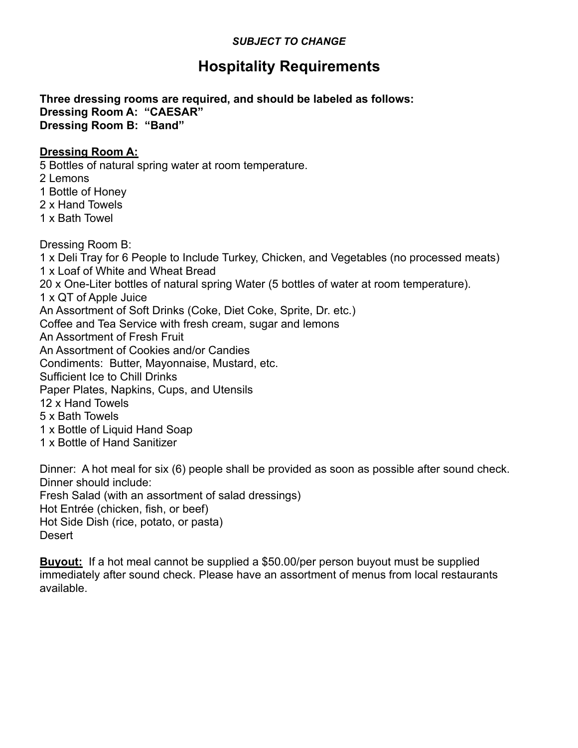***SUBJECT TO CHANGE***

# Hospitality Requirements

**Three dressing rooms are required, and should be labeled as follows:**
**Dressing Room A: "CAESAR"**
**Dressing Room B: "Band"**

**<u>Dressing Room A:</u>**
5 Bottles of natural spring water at room temperature.
2 Lemons
1 Bottle of Honey
2 x Hand Towels
1 x Bath Towel

Dressing Room B:
1 x Deli Tray for 6 People to Include Turkey, Chicken, and Vegetables (no processed meats)
1 x Loaf of White and Wheat Bread
20 x One-Liter bottles of natural spring Water (5 bottles of water at room temperature).
1 x QT of Apple Juice
An Assortment of Soft Drinks (Coke, Diet Coke, Sprite, Dr. etc.)
Coffee and Tea Service with fresh cream, sugar and lemons
An Assortment of Fresh Fruit
An Assortment of Cookies and/or Candies
Condiments: Butter, Mayonnaise, Mustard, etc.
Sufficient Ice to Chill Drinks
Paper Plates, Napkins, Cups, and Utensils
12 x Hand Towels
5 x Bath Towels
1 x Bottle of Liquid Hand Soap
1 x Bottle of Hand Sanitizer

Dinner: A hot meal for six (6) people shall be provided as soon as possible after sound check.
Dinner should include:
Fresh Salad (with an assortment of salad dressings)
Hot Entrée (chicken, fish, or beef)
Hot Side Dish (rice, potato, or pasta)
Desert

**<u>Buyout:</u>** If a hot meal cannot be supplied a $50.00/per person buyout must be supplied immediately after sound check. Please have an assortment of menus from local restaurants available.